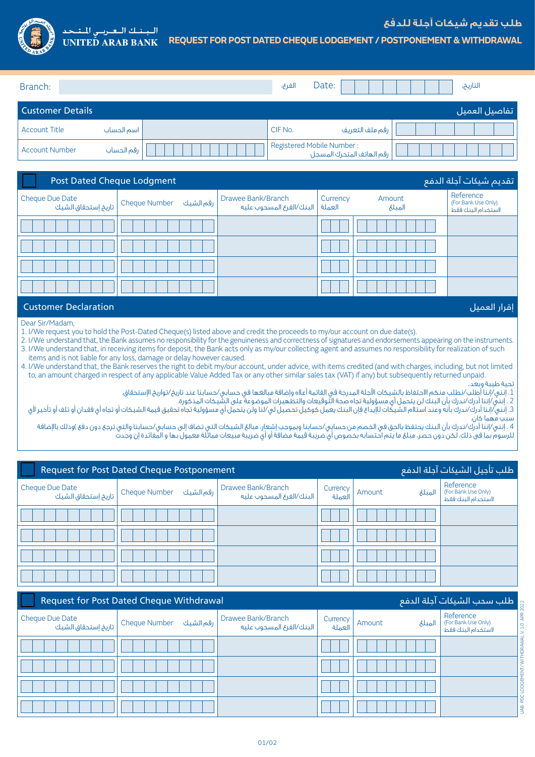الـبـنـك الـعـربـي الـمـتـحـد
UNITED ARAB BANK

# طلب تقديم شيكات آجلة للدفع
# REQUEST FOR POST DATED CHEQUE LODGEMENT / POSTPONEMENT & WITHDRAWAL

| Branch: الفرع: | | Date: التاريخ: | |
|---|---|---|---|

## Customer Details تفاصيل العميل

| Account Title اسم الحساب | | CIF No. رقم ملف التعريف | |
|---|---|---|---|
| Account Number رقم الحساب | | Registered Mobile Number : رقم الهاتف المتحرك المسجل | |

## ☐ Post Dated Cheque Lodgement تقديم شيكات آجلة الدفع

| Cheque Due Date تاريخ إستحقاق الشيك | Cheque Number رقم الشيك | Drawee Bank/Branch البنك/الفرع المسحوب عليه | Currency العملة | Amount المبلغ | Reference (For Bank Use Only) لاستخدام البنك فقط |
|---|---|---|---|---|---|
| | | | | | |
| | | | | | |
| | | | | | |
| | | | | | |

## Customer Declaration إقرار العميل

Dear Sir/Madam,

1. I/We request you to hold the Post-Dated Cheque(s) listed above and credit the proceeds to my/our account on due date(s).
2. I/We understand that, the Bank assumes no responsibility for the genuineness and correctness of signatures and endorsements appearing on the instruments.
3. I/We understand that, in receiving items for deposit, the Bank acts only as my/our collecting agent and assumes no responsibility for realization of such items and is not liable for any loss, damage or delay however caused.
4. I/We understand that, the Bank reserves the right to debit my/our account, under advice, with items credited (and with charges, including, but not limited to, an amount charged in respect of any applicable Value Added Tax or any other similar sales tax (VAT) if any) but subsequently returned unpaid.

تحية طيبة وبعد،

1. إنني/إننا أطلب/نطلب منكم الاحتفاظ بالشيكات الآجلة المدرجة في القائمة أعلاه وإضافة مبالغها في حسابي/حسابنا عند تاريخ/تواريخ الإستحقاق.
2. إنني/إننا أدرك/ندرك بأن البنك لن يتحمل أي مسؤولية تجاه صحة التوقيعات والتظهيرات الموضوعة على الشيكات المذكورة.
3. إنني/إننا أدرك/ندرك بأنه وعند استلام الشيكات للإيداع فإن البنك يعمل كوكيل تحصيل لي/لنا ولن يتحمل أي مسؤولية تجاه تحقيق قيمة الشيكات أو تجاه أي فقدان أو تلف أو تأخير لأي سبب مهما كان.
4. إنني/إننا أدرك/ندرك بأن البنك يحتفظ بالحق في الخصم من حسابي/حسابنا وبموجب إشعار، مبالغ الشيكات التي تضاف إلى حسابي/حسابنا والتي ترجع دون دفع (وذلك بالإضافة للرسوم بما في ذلك، لكن دون حصر، مبلغ ما يتم احتسابه بخصوص أي ضريبة قيمة مضافة أو أي ضريبة مبيعات مماثلة معمول بها و المفائدة إن وجدت)

## ☐ Request for Post Dated Cheque Postponement طلب تأجيل الشيكات آجلة الدفع

| Cheque Due Date تاريخ إستحقاق الشيك | Cheque Number رقم الشيك | Drawee Bank/Branch البنك/الفرع المسحوب عليه | Currency العملة | Amount المبلغ | Reference (For Bank Use Only) لاستخدام البنك فقط |
|---|---|---|---|---|---|
| | | | | | |
| | | | | | |
| | | | | | |
| | | | | | |

## ☐ Request for Post Dated Cheque Withdrawal طلب سحب الشيكات آجلة الدفع

| Cheque Due Date تاريخ إستحقاق الشيك | Cheque Number رقم الشيك | Drawee Bank/Branch البنك/الفرع المسحوب عليه | Currency العملة | Amount المبلغ | Reference (For Bank Use Only) لاستخدام البنك فقط |
|---|---|---|---|---|---|
| | | | | | |
| | | | | | |
| | | | | | |
| | | | | | |

UAB PDC LODGEMENT/WITHDRAWAL V 1.0 APR 2022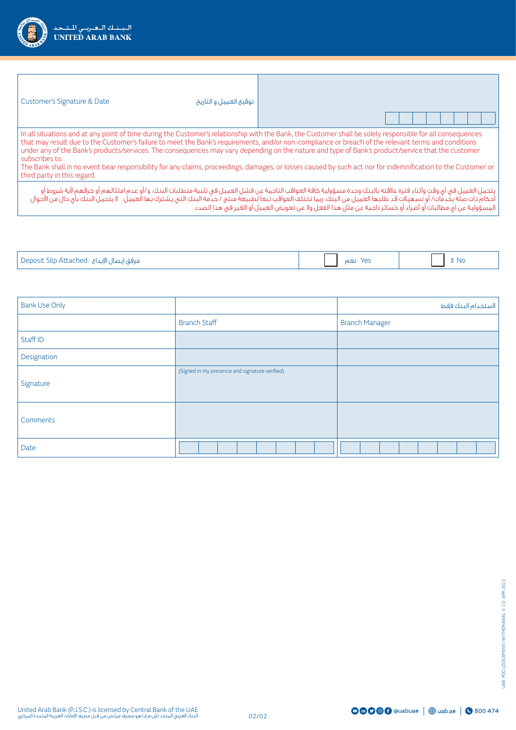UNITED ARAB BANK
البـنـك الـعـربـي المـتـحـد

| Customer's Signature & Date | توقيع العميل و التاريخ | |
|---|---|---|

In all situations and at any point of time during the Customer's relationship with the Bank, the Customer shall be solely responsible for all consequences that may result due to the Customer's failure to meet the Bank's requirements, and/or non-compliance or breach of the relevant terms and conditions under any of the Bank's products/services. The consequences may vary depending on the nature and type of Bank's product/service that the customer subscribes to.
The Bank shall in no event bear responsibility for any claims, proceedings, damages, or losses caused by such act nor for indemnification to the Customer or third party in this regard.

يتحمل العميل في أي وقت وأثناء فترة علاقته بالبنك وحدة مسؤولية كافة العواقب الناجمة عن فشل العميل في تلبية متطلبات البنك، و/أو عدم امتثالهم أو خرقهم لأية شروط أو أحكام ذات صلة بخدمات/ أو تسهيلات قد طلبها العميل من البنك. ربما تختلف العواقب تبعاً لطبيعة منتج / خدمة البنك التي يشترك بها العميل . لا يتحمل البنك بأي حال من الأحوال المسؤولية عن اي مطالبات أو أضرار أو خسائر ناجمة عن مثل هذا الفعل ولا عن تعويض العميل أو الغير في هذا الصدد.

| Deposit Slip Attached: مرفق إيصال الإيداع | ☐ Yes نعم | ☐ No لا |
|---|---|---|

| Bank Use Only | | لاستخدام البنك فقط |
|---|---|---|
| | Branch Staff | Branch Manager |
| Staff ID | | |
| Designation | | |
| Signature | (Signed in my presence and signature verified) | |
| Comments | | |
| Date | | |

United Arab Bank (P.J.S.C.) is licensed by Central Bank of the UAE
البنك العربي المتحد (ش.م.ع.) هو مصرف مرخص من قبل مصرف الإمارات العربية المتحدة المركزي

@uabuae | uab.ae | 800 474

UAB PDC LODGEMENT/WITHDRAWAL V 1.0 APR 2022